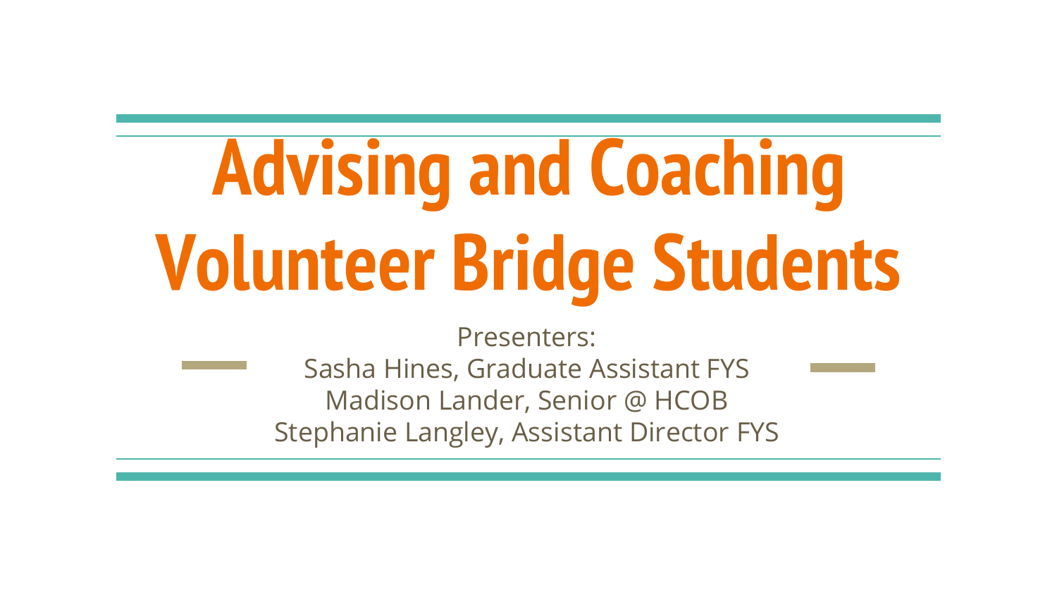# Advising and Coaching Volunteer Bridge Students

Presenters:

Sasha Hines, Graduate Assistant FYS

Madison Lander, Senior @ HCOB

Stephanie Langley, Assistant Director FYS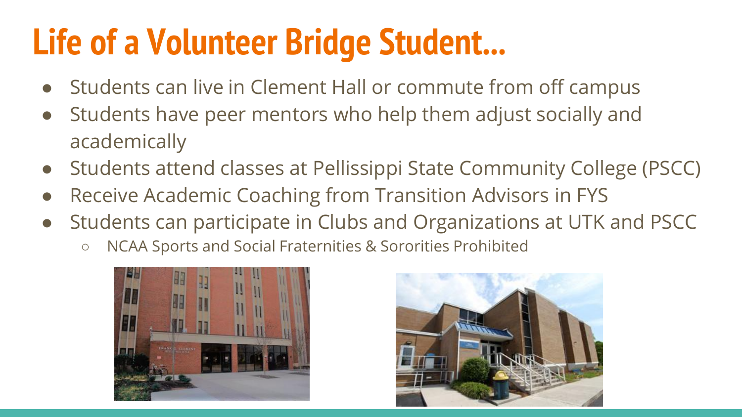# Life of a Volunteer Bridge Student...

- Students can live in Clement Hall or commute from off campus
- Students have peer mentors who help them adjust socially and academically
- Students attend classes at Pellissippi State Community College (PSCC)
- Receive Academic Coaching from Transition Advisors in FYS
- Students can participate in Clubs and Organizations at UTK and PSCC
  - NCAA Sports and Social Fraternities & Sororities Prohibited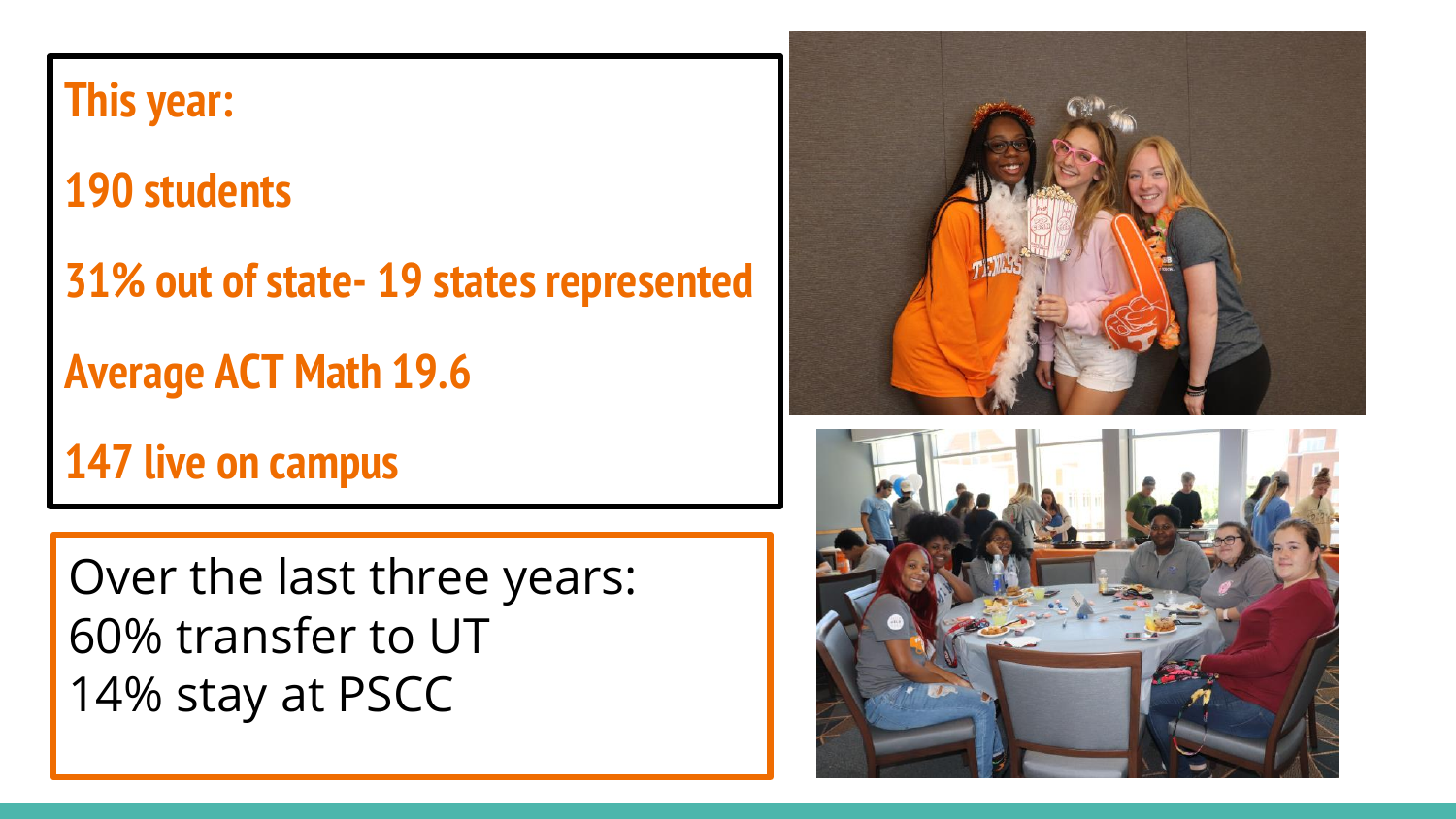**This year:**

**190 students**

**31% out of state- 19 states represented**

**Average ACT Math 19.6**

**147 live on campus**

Over the last three years:
60% transfer to UT
14% stay at PSCC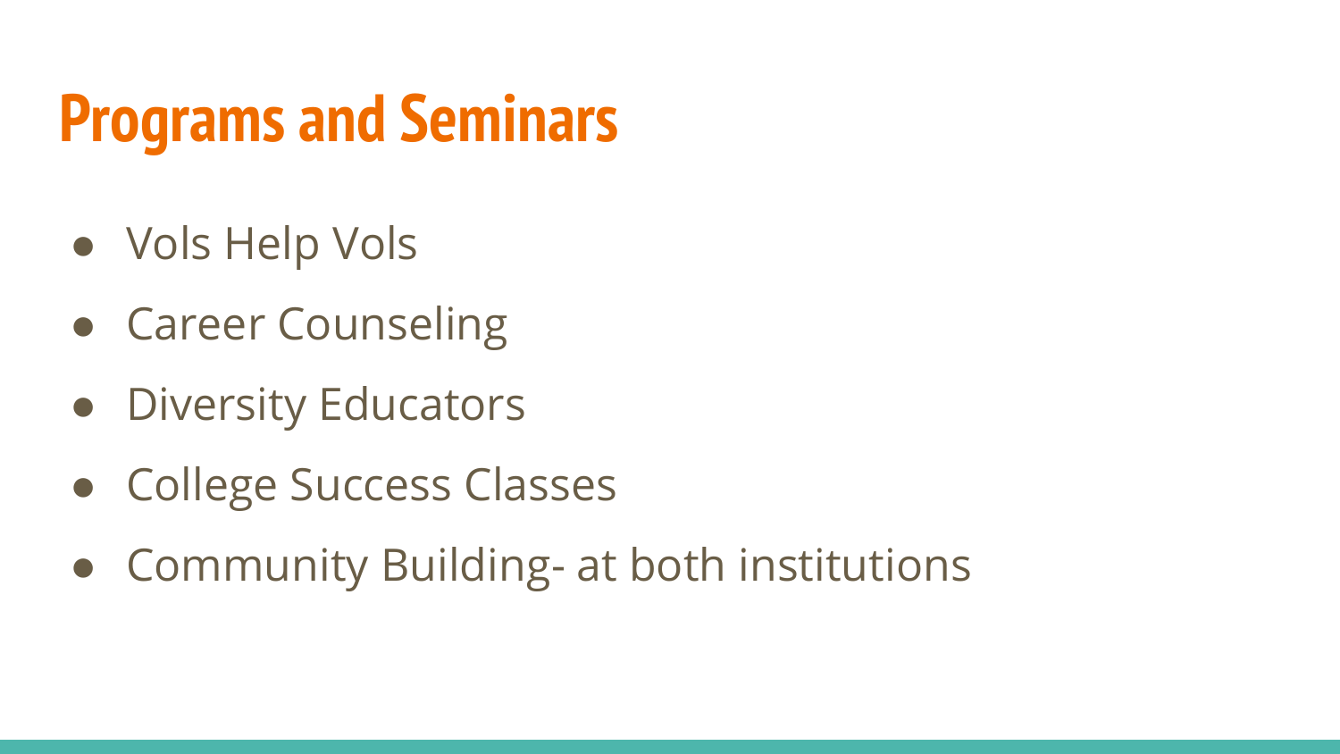# Programs and Seminars

- Vols Help Vols
- Career Counseling
- Diversity Educators
- College Success Classes
- Community Building- at both institutions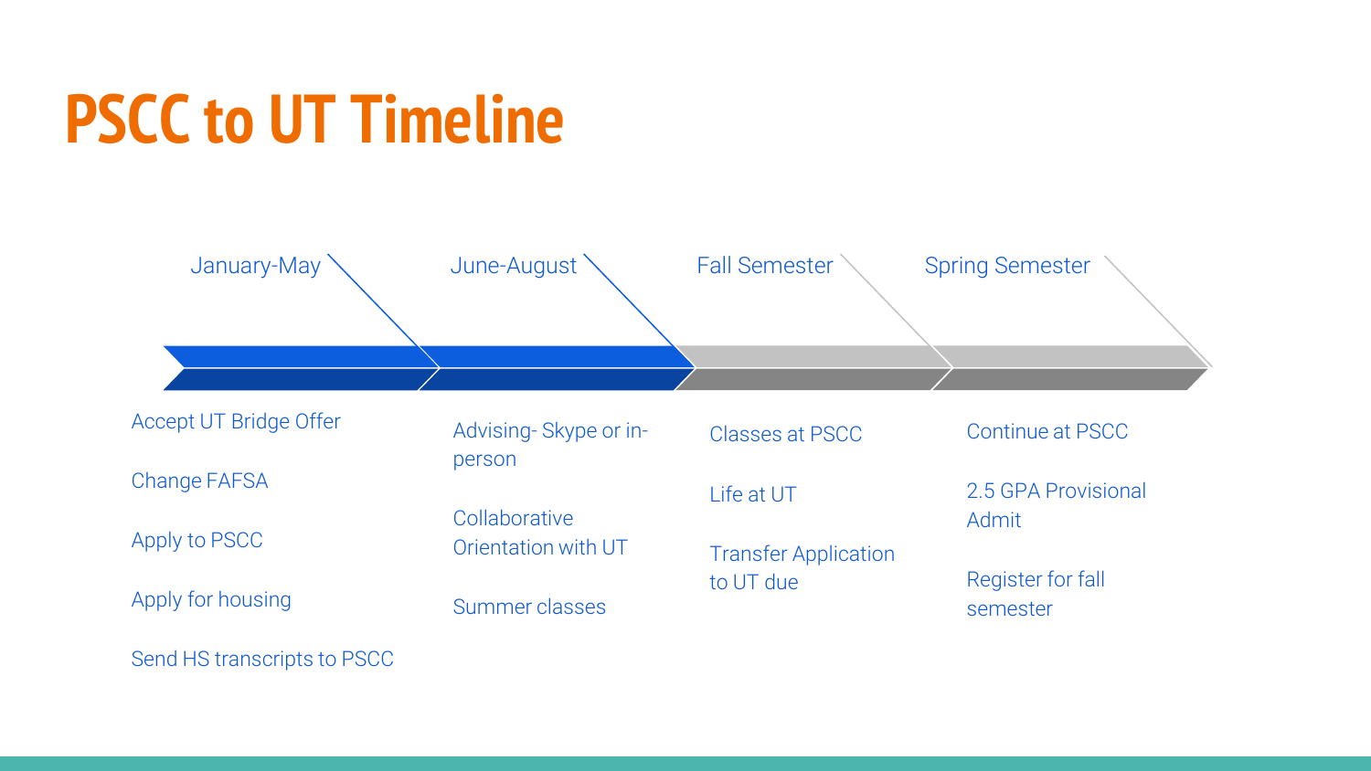# PSCC to UT Timeline

## January-May

- Accept UT Bridge Offer
- Change FAFSA
- Apply to PSCC
- Apply for housing
- Send HS transcripts to PSCC

## June-August

- Advising- Skype or in-person
- Collaborative Orientation with UT
- Summer classes

## Fall Semester

- Classes at PSCC
- Life at UT
- Transfer Application to UT due

## Spring Semester

- Continue at PSCC
- 2.5 GPA Provisional Admit
- Register for fall semester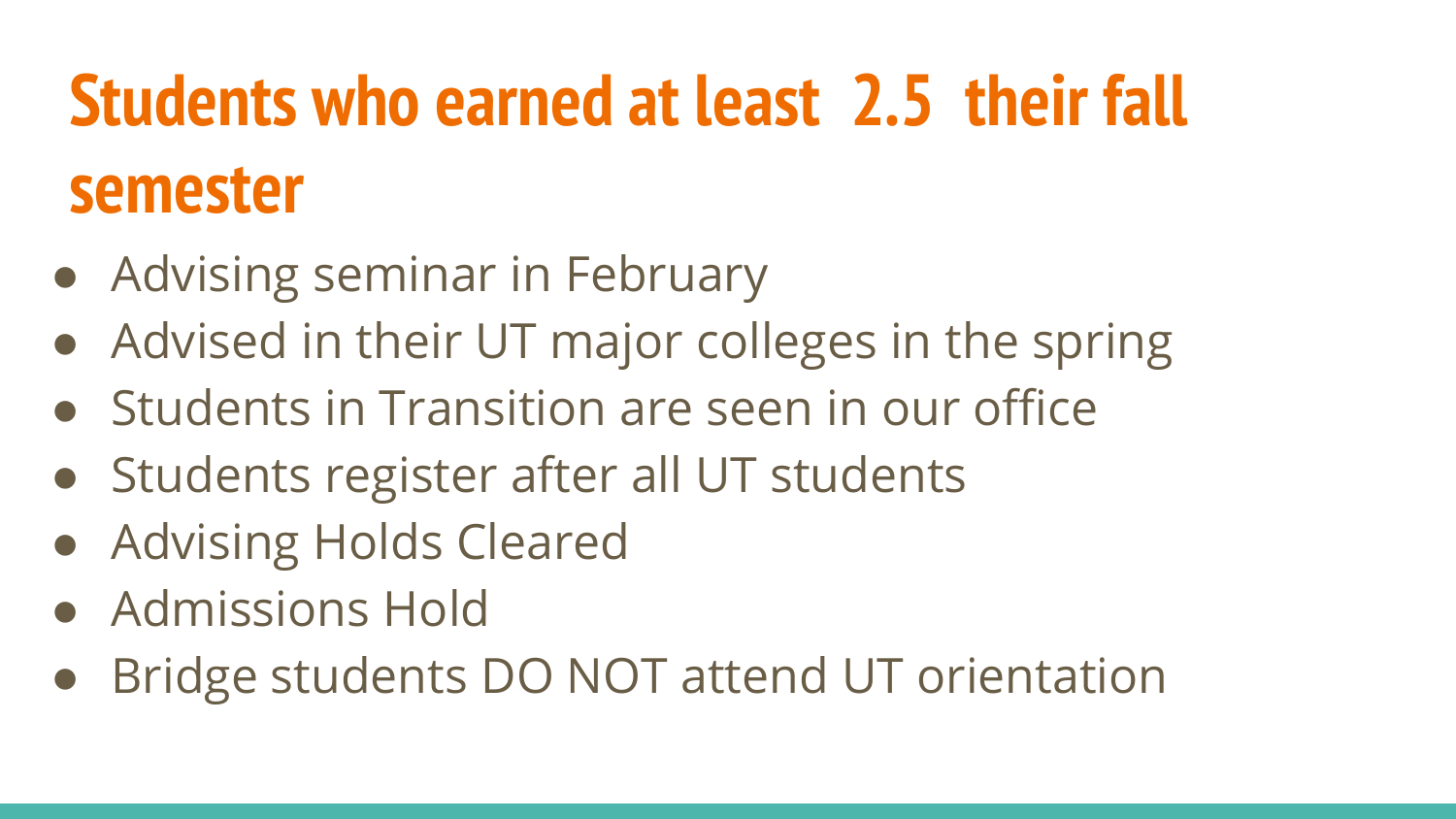# Students who earned at least 2.5 their fall semester

- Advising seminar in February
- Advised in their UT major colleges in the spring
- Students in Transition are seen in our office
- Students register after all UT students
- Advising Holds Cleared
- Admissions Hold
- Bridge students DO NOT attend UT orientation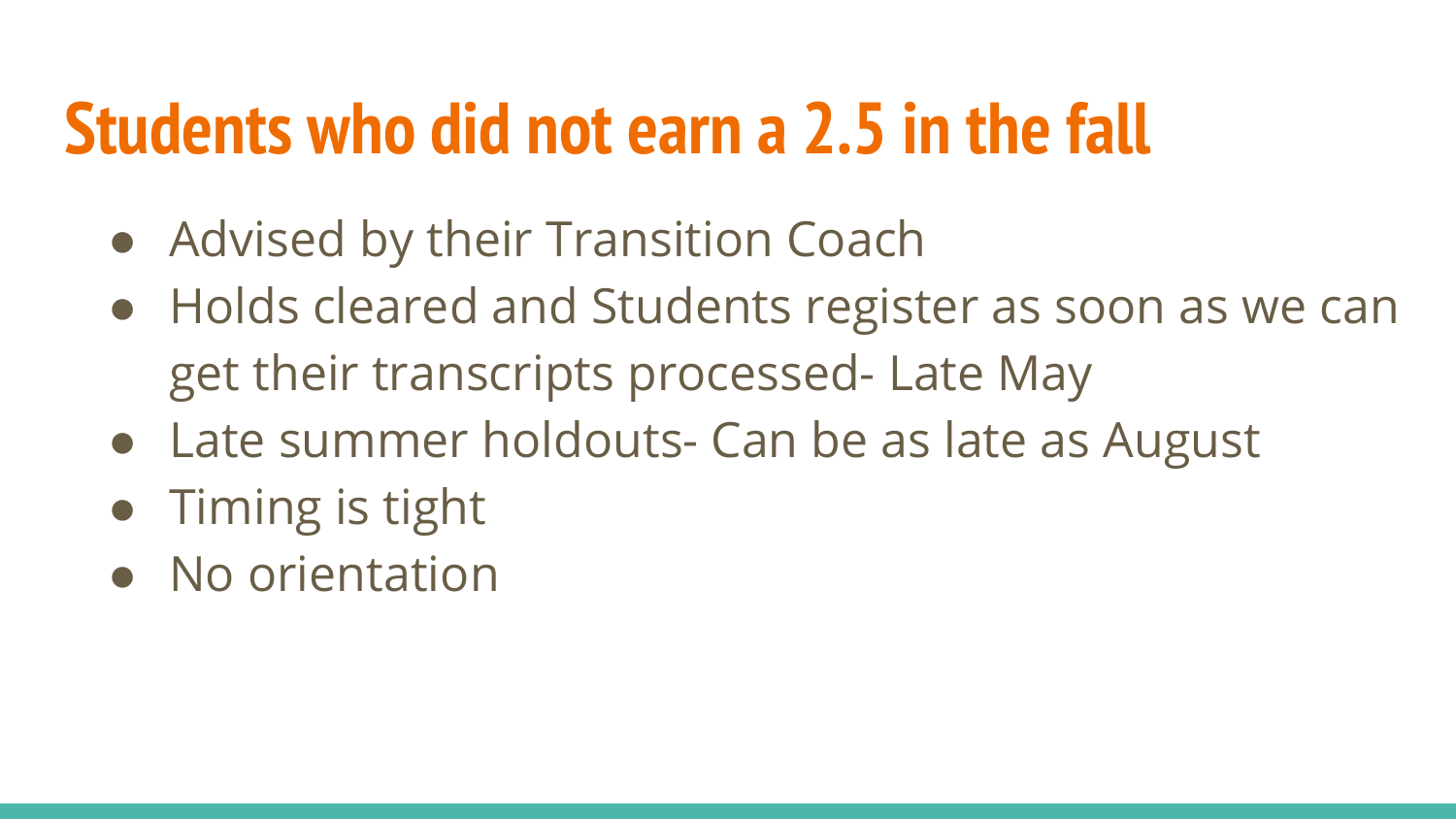# Students who did not earn a 2.5 in the fall

- Advised by their Transition Coach
- Holds cleared and Students register as soon as we can get their transcripts processed- Late May
- Late summer holdouts- Can be as late as August
- Timing is tight
- No orientation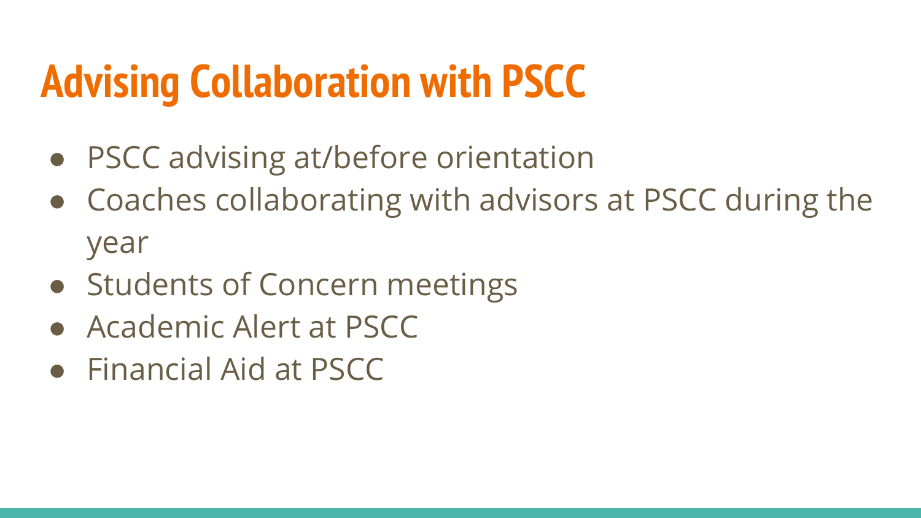# Advising Collaboration with PSCC

- PSCC advising at/before orientation
- Coaches collaborating with advisors at PSCC during the year
- Students of Concern meetings
- Academic Alert at PSCC
- Financial Aid at PSCC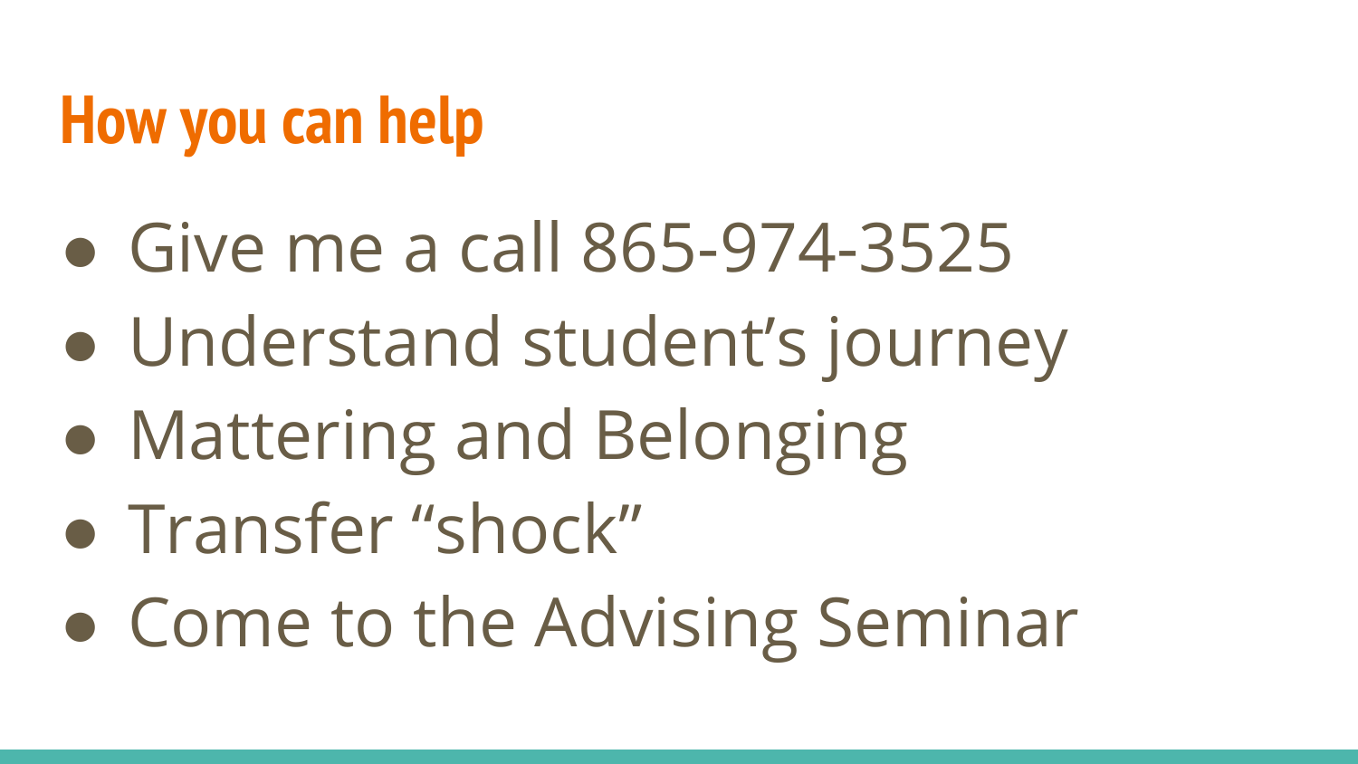# How you can help

- Give me a call 865-974-3525
- Understand student’s journey
- Mattering and Belonging
- Transfer “shock”
- Come to the Advising Seminar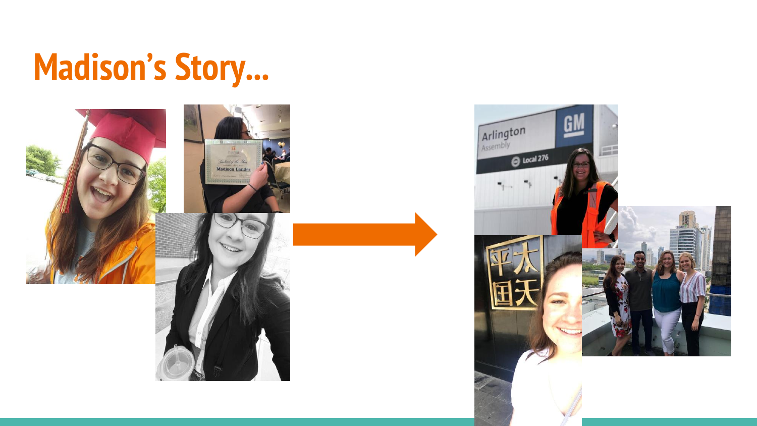# Madison's Story...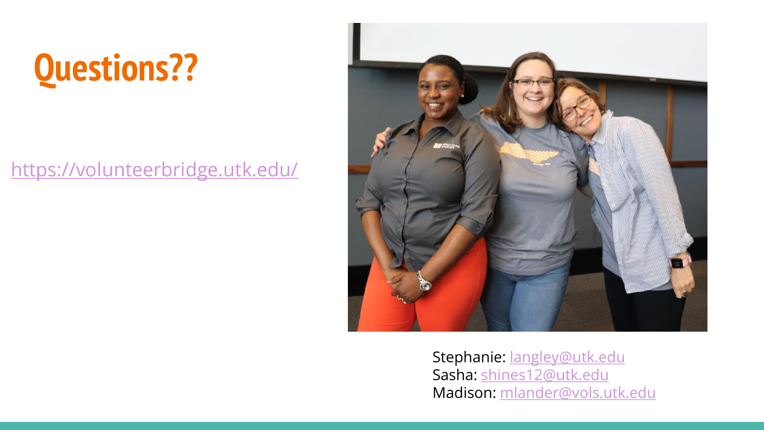# Questions??

https://volunteerbridge.utk.edu/

Stephanie: langley@utk.edu
Sasha: shines12@utk.edu
Madison: mlander@vols.utk.edu